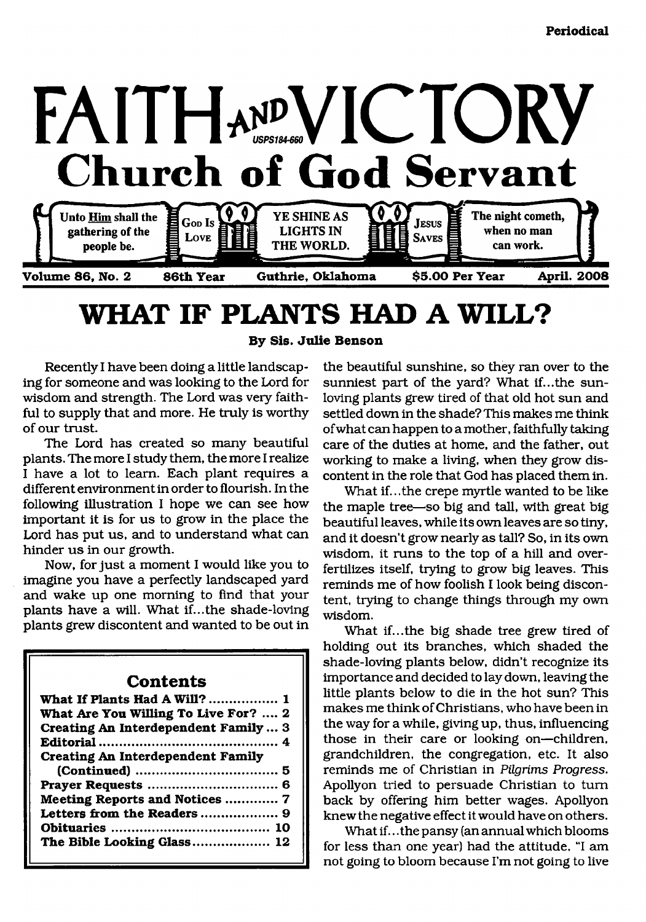Periodical

# FAITH AND VICTORY

USPS184-660

## Church of God Servant

Unto **Him** shall the gathering of the people be. | GOD IS LOVE | YE SHINE AS LIGHTS IN THE WORLD. | JESUS SAVES | The night cometh, when no man can work.

**Volume 86, No. 2 | 86th Year | Guthrie, Oklahoma | $5.00 Per Year | April. 2008**

# WHAT IF PLANTS HAD A WILL?

**By Sis. Julie Benson**

Recently I have been doing a little landscaping for someone and was looking to the Lord for wisdom and strength. The Lord was very faithful to supply that and more. He truly is worthy of our trust.

The Lord has created so many beautiful plants. The more I study them, the more I realize I have a lot to learn. Each plant requires a different environment in order to flourish. In the following illustration I hope we can see how important it is for us to grow in the place the Lord has put us, and to understand what can hinder us in our growth.

Now, for just a moment I would like you to imagine you have a perfectly landscaped yard and wake up one morning to find that your plants have a will. What if...the shade-loving plants grew discontent and wanted to be out in the beautiful sunshine, so they ran over to the sunniest part of the yard? What if...the sun-loving plants grew tired of that old hot sun and settled down in the shade? This makes me think of what can happen to a mother, faithfully taking care of the duties at home, and the father, out working to make a living, when they grow discontent in the role that God has placed them in.

What if...the crepe myrtle wanted to be like the maple tree—so big and tall, with great big beautiful leaves, while its own leaves are so tiny, and it doesn't grow nearly as tall? So, in its own wisdom, it runs to the top of a hill and over-fertilizes itself, trying to grow big leaves. This reminds me of how foolish I look being discontent, trying to change things through my own wisdom.

What if...the big shade tree grew tired of holding out its branches, which shaded the shade-loving plants below, didn't recognize its importance and decided to lay down, leaving the little plants below to die in the hot sun? This makes me think of Christians, who have been in the way for a while, giving up, thus, influencing those in their care or looking on—children, grandchildren, the congregation, etc. It also reminds me of Christian in *Pilgrims Progress.* Apollyon tried to persuade Christian to turn back by offering him better wages. Apollyon knew the negative effect it would have on others.

What if...the pansy (an annual which blooms for less than one year) had the attitude, "I am not going to bloom because I'm not going to live

## Contents

| | |
|---|---|
| What If Plants Had A Will? | 1 |
| What Are You Willing To Live For? | 2 |
| Creating An Interdependent Family | 3 |
| Editorial | 4 |
| Creating An Interdependent Family (Continued) | 5 |
| Prayer Requests | 6 |
| Meeting Reports and Notices | 7 |
| Letters from the Readers | 9 |
| Obituaries | 10 |
| The Bible Looking Glass | 12 |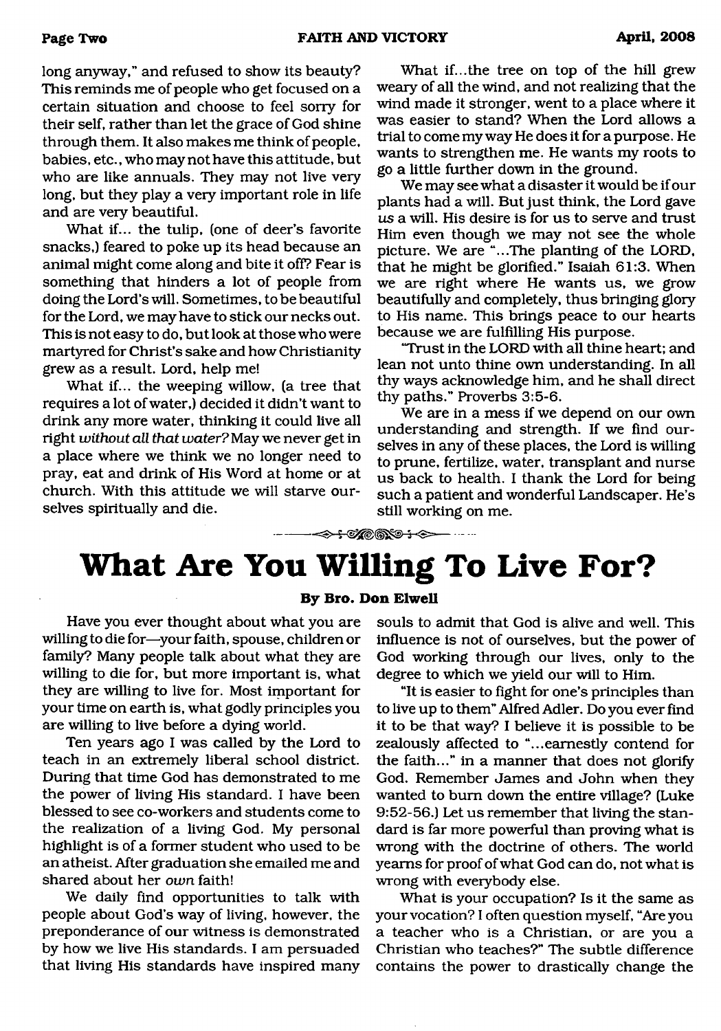long anyway," and refused to show its beauty? This reminds me of people who get focused on a certain situation and choose to feel sorry for their self, rather than let the grace of God shine through them. It also makes me think of people, babies, etc., who may not have this attitude, but who are like annuals. They may not live very long, but they play a very important role in life and are very beautiful.

What if... the tulip, (one of deer's favorite snacks,) feared to poke up its head because an animal might come along and bite it off? Fear is something that hinders a lot of people from doing the Lord's will. Sometimes, to be beautiful for the Lord, we may have to stick our necks out. This is not easy to do, but look at those who were martyred for Christ's sake and how Christianity grew as a result. Lord, help me!

What if... the weeping willow, (a tree that requires a lot of water,) decided it didn't want to drink any more water, thinking it could live all right *without all that water?* May we never get in a place where we think we no longer need to pray, eat and drink of His Word at home or at church. With this attitude we will starve ourselves spiritually and die.

What if...the tree on top of the hill grew weary of all the wind, and not realizing that the wind made it stronger, went to a place where it was easier to stand? When the Lord allows a trial to come my way He does it for a purpose. He wants to strengthen me. He wants my roots to go a little further down in the ground.

We may see what a disaster it would be if our plants had a will. But just think, the Lord gave *us* a will. His desire is for us to serve and trust Him even though we may not see the whole picture. We are "...The planting of the LORD, that he might be glorified." Isaiah 61:3. When we are right where He wants us, we grow beautifully and completely, thus bringing glory to His name. This brings peace to our hearts because we are fulfilling His purpose.

"Trust in the LORD with all thine heart; and lean not unto thine own understanding. In all thy ways acknowledge him, and he shall direct thy paths." Proverbs 3:5-6.

We are in a mess if we depend on our own understanding and strength. If we find ourselves in any of these places, the Lord is willing to prune, fertilize, water, transplant and nurse us back to health. I thank the Lord for being such a patient and wonderful Landscaper. He's still working on me.

# What Are You Willing To Live For?

**By Bro. Don Elwell**

Have you ever thought about what you are willing to die for—your faith, spouse, children or family? Many people talk about what they are willing to die for, but more important is, what they are willing to live for. Most important for your time on earth is, what godly principles you are willing to live before a dying world.

Ten years ago I was called by the Lord to teach in an extremely liberal school district. During that time God has demonstrated to me the power of living His standard. I have been blessed to see co-workers and students come to the realization of a living God. My personal highlight is of a former student who used to be an atheist. After graduation she emailed me and shared about her *own* faith!

We daily find opportunities to talk with people about God's way of living, however, the preponderance of our witness is demonstrated by how we live His standards. I am persuaded that living His standards have inspired many souls to admit that God is alive and well. This influence is not of ourselves, but the power of God working through our lives, only to the degree to which we yield our will to Him.

"It is easier to fight for one's principles than to live up to them" Alfred Adler. Do you ever find it to be that way? I believe it is possible to be zealously affected to "...earnestly contend for the faith..." in a manner that does not glorify God. Remember James and John when they wanted to burn down the entire village? (Luke 9:52-56.) Let us remember that living the standard is far more powerful than proving what is wrong with the doctrine of others. The world yearns for proof of what God can do, not what is wrong with everybody else.

What is your occupation? Is it the same as your vocation? I often question myself, "Are you a teacher who is a Christian, or are you a Christian who teaches?" The subtle difference contains the power to drastically change the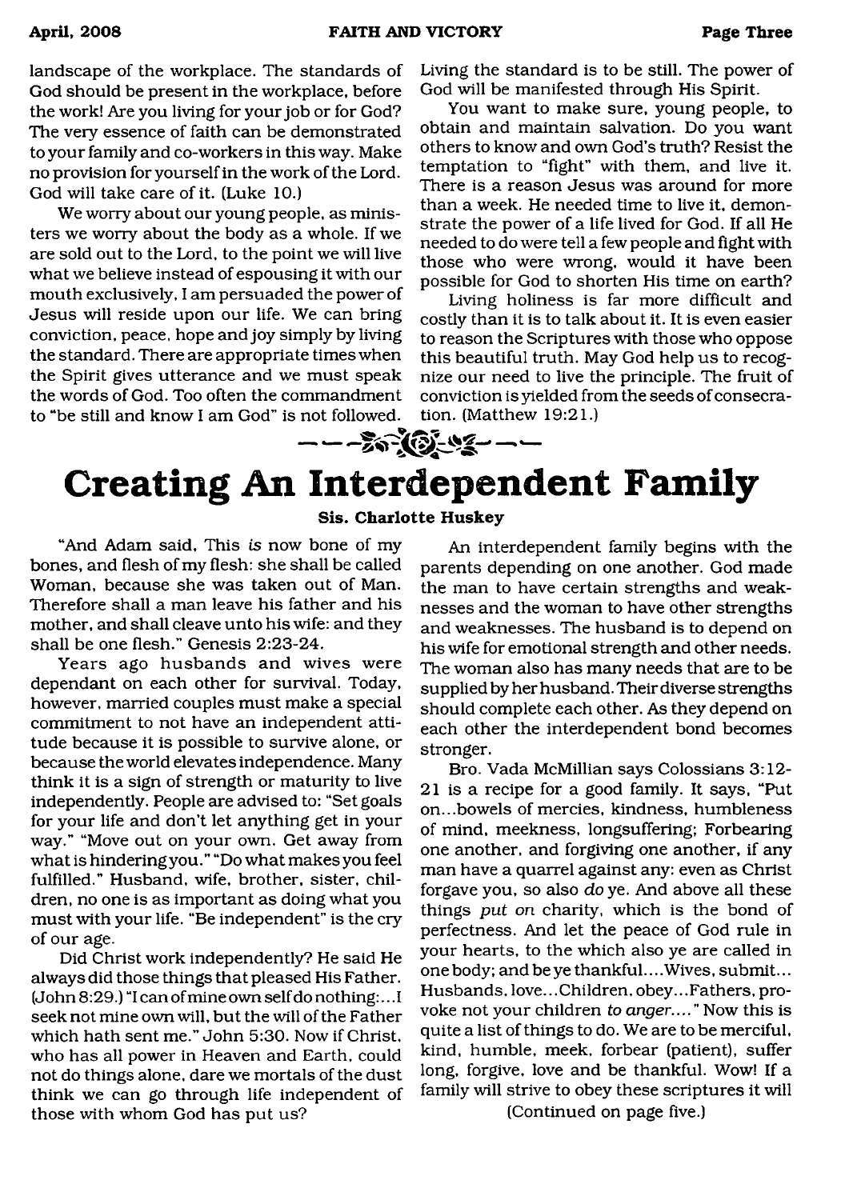landscape of the workplace. The standards of God should be present in the workplace, before the work! Are you living for your job or for God? The very essence of faith can be demonstrated to your family and co-workers in this way. Make no provision for yourself in the work of the Lord. God will take care of it. (Luke 10.)

We worry about our young people, as ministers we worry about the body as a whole. If we are sold out to the Lord, to the point we will live what we believe instead of espousing it with our mouth exclusively, I am persuaded the power of Jesus will reside upon our life. We can bring conviction, peace, hope and joy simply by living the standard. There are appropriate times when the Spirit gives utterance and we must speak the words of God. Too often the commandment to "be still and know I am God" is not followed. Living the standard is to be still. The power of God will be manifested through His Spirit.

You want to make sure, young people, to obtain and maintain salvation. Do you want others to know and own God's truth? Resist the temptation to "fight" with them, and live it. There is a reason Jesus was around for more than a week. He needed time to live it, demonstrate the power of a life lived for God. If all He needed to do were tell a few people and fight with those who were wrong, would it have been possible for God to shorten His time on earth?

Living holiness is far more difficult and costly than it is to talk about it. It is even easier to reason the Scriptures with those who oppose this beautiful truth. May God help us to recognize our need to live the principle. The fruit of conviction is yielded from the seeds of consecration. (Matthew 19:21.)

# Creating An Interdependent Family

**Sis. Charlotte Huskey**

"And Adam said, This *is* now bone of my bones, and flesh of my flesh: she shall be called Woman, because she was taken out of Man. Therefore shall a man leave his father and his mother, and shall cleave unto his wife: and they shall be one flesh." Genesis 2:23-24.

Years ago husbands and wives were dependant on each other for survival. Today, however, married couples must make a special commitment to not have an independent attitude because it is possible to survive alone, or because the world elevates independence. Many think it is a sign of strength or maturity to live independently. People are advised to: "Set goals for your life and don't let anything get in your way." "Move out on your own. Get away from what is hindering you." "Do what makes you feel fulfilled." Husband, wife, brother, sister, children, no one is as important as doing what you must with your life. "Be independent" is the cry of our age.

Did Christ work independently? He said He always did those things that pleased His Father. (John 8:29.) "I can of mine own self do nothing:...I seek not mine own will, but the will of the Father which hath sent me." John 5:30. Now if Christ, who has all power in Heaven and Earth, could not do things alone, dare we mortals of the dust think we can go through life independent of those with whom God has put us?

An interdependent family begins with the parents depending on one another. God made the man to have certain strengths and weaknesses and the woman to have other strengths and weaknesses. The husband is to depend on his wife for emotional strength and other needs. The woman also has many needs that are to be supplied by her husband. Their diverse strengths should complete each other. As they depend on each other the interdependent bond becomes stronger.

Bro. Vada McMillian says Colossians 3:12-21 is a recipe for a good family. It says, "Put on...bowels of mercies, kindness, humbleness of mind, meekness, longsuffering; Forbearing one another, and forgiving one another, if any man have a quarrel against any: even as Christ forgave you, so also *do* ye. And above all these things *put on* charity, which is the bond of perfectness. And let the peace of God rule in your hearts, to the which also ye are called in one body; and be ye thankful....Wives, submit... Husbands, love...Children, obey...Fathers, provoke not your children *to anger*...." Now this is quite a list of things to do. We are to be merciful, kind, humble, meek, forbear (patient), suffer long, forgive, love and be thankful. Wow! If a family will strive to obey these scriptures it will

(Continued on page five.)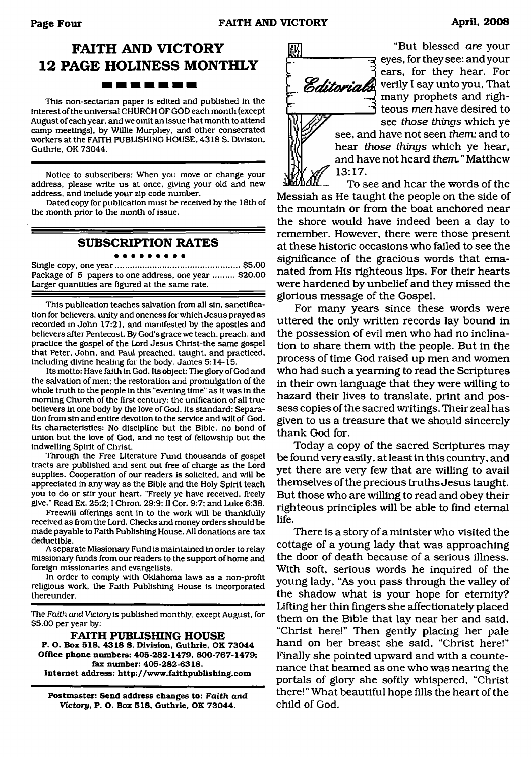# FAITH AND VICTORY 12 PAGE HOLINESS MONTHLY

This non-sectarian paper is edited and published in the interest of the universal CHURCH OF GOD each month (except August of each year, and we omit an issue that month to attend camp meetings), by Willie Murphey, and other consecrated workers at the FAITH PUBLISHING HOUSE, 4318 S. Division, Guthrie, OK 73044.

Notice to subscribers: When you move or change your address, please write us at once, giving your old and new address, and include your zip code number.

Dated copy for publication must be received by the 18th of the month prior to the month of issue.

## SUBSCRIPTION RATES

Single copy, one year .................................................. $5.00
Package of 5 papers to one address, one year ......... $20.00
Larger quantities are figured at the same rate.

This publication teaches salvation from all sin, sanctification for believers, unity and oneness for which Jesus prayed as recorded in John 17:21, and manifested by the apostles and believers after Pentecost. By God's grace we teach, preach, and practice the gospel of the Lord Jesus Christ-the same gospel that Peter, John, and Paul preached, taught, and practiced, including divine healing for the body. James 5:14-15.

Its motto: Have faith in God. Its object: The glory of God and the salvation of men; the restoration and promulgation of the whole truth to the people in this "evening time" as it was in the morning Church of the first century: the unification of all true believers in one body by the love of God. Its standard: Separation from sin and entire devotion to the service and will of God. Its characteristics: No discipline but the Bible, no bond of union but the love of God, and no test of fellowship but the indwelling Spirit of Christ.

Through the Free Literature Fund thousands of gospel tracts are published and sent out free of charge as the Lord supplies. Cooperation of our readers is solicited, and will be appreciated in any way as the Bible and the Holy Spirit teach you to do or stir your heart. "Freely ye have received, freely give." Read Ex. 25:2; I Chron. 29:9; II Cor. 9:7; and Luke 6:38.

Freewill offerings sent in to the work will be thankfully received as from the Lord. Checks and money orders should be made payable to Faith Publishing House. All donations are tax deductible.

A separate Missionary Fund is maintained in order to relay missionary funds from our readers to the support of home and foreign missionaries and evangelists.

In order to comply with Oklahoma laws as a non-profit religious work, the Faith Publishing House is incorporated thereunder.

The *Faith and Victory* is published monthly, except August, for $5.00 per year by:

**FAITH PUBLISHING HOUSE**
**P. O. Box 518, 4318 S. Division, Guthrie, OK 73044**
**Office phone numbers: 405-282-1479, 800-767-1479; fax number: 405-282-6318.**
**Internet address: http://www.faithpublishing.com**

**Postmaster: Send address changes to: *Faith and Victory*, P. O. Box 518, Guthrie, OK 73044.**

## Editorials

"But blessed *are* your eyes, for they see: and your ears, for they hear. For verily I say unto you, That many prophets and righteous *men* have desired to see *those things* which ye see, and have not seen *them;* and to hear *those things* which ye hear, and have not heard *them."* Matthew 13:17.

To see and hear the words of the Messiah as He taught the people on the side of the mountain or from the boat anchored near the shore would have indeed been a day to remember. However, there were those present at these historic occasions who failed to see the significance of the gracious words that emanated from His righteous lips. For their hearts were hardened by unbelief and they missed the glorious message of the Gospel.

For many years since these words were uttered the only written records lay bound in the possession of evil men who had no inclination to share them with the people. But in the process of time God raised up men and women who had such a yearning to read the Scriptures in their own language that they were willing to hazard their lives to translate, print and possess copies of the sacred writings. Their zeal has given to us a treasure that we should sincerely thank God for.

Today a copy of the sacred Scriptures may be found very easily, at least in this country, and yet there are very few that are willing to avail themselves of the precious truths Jesus taught. But those who are willing to read and obey their righteous principles will be able to find eternal life.

There is a story of a minister who visited the cottage of a young lady that was approaching the door of death because of a serious illness. With soft, serious words he inquired of the young lady, "As you pass through the valley of the shadow what is your hope for eternity? Lifting her thin fingers she affectionately placed them on the Bible that lay near her and said, "Christ here!" Then gently placing her pale hand on her breast she said, "Christ here!" Finally she pointed upward and with a countenance that beamed as one who was nearing the portals of glory she softly whispered, "Christ there!" What beautiful hope fills the heart of the child of God.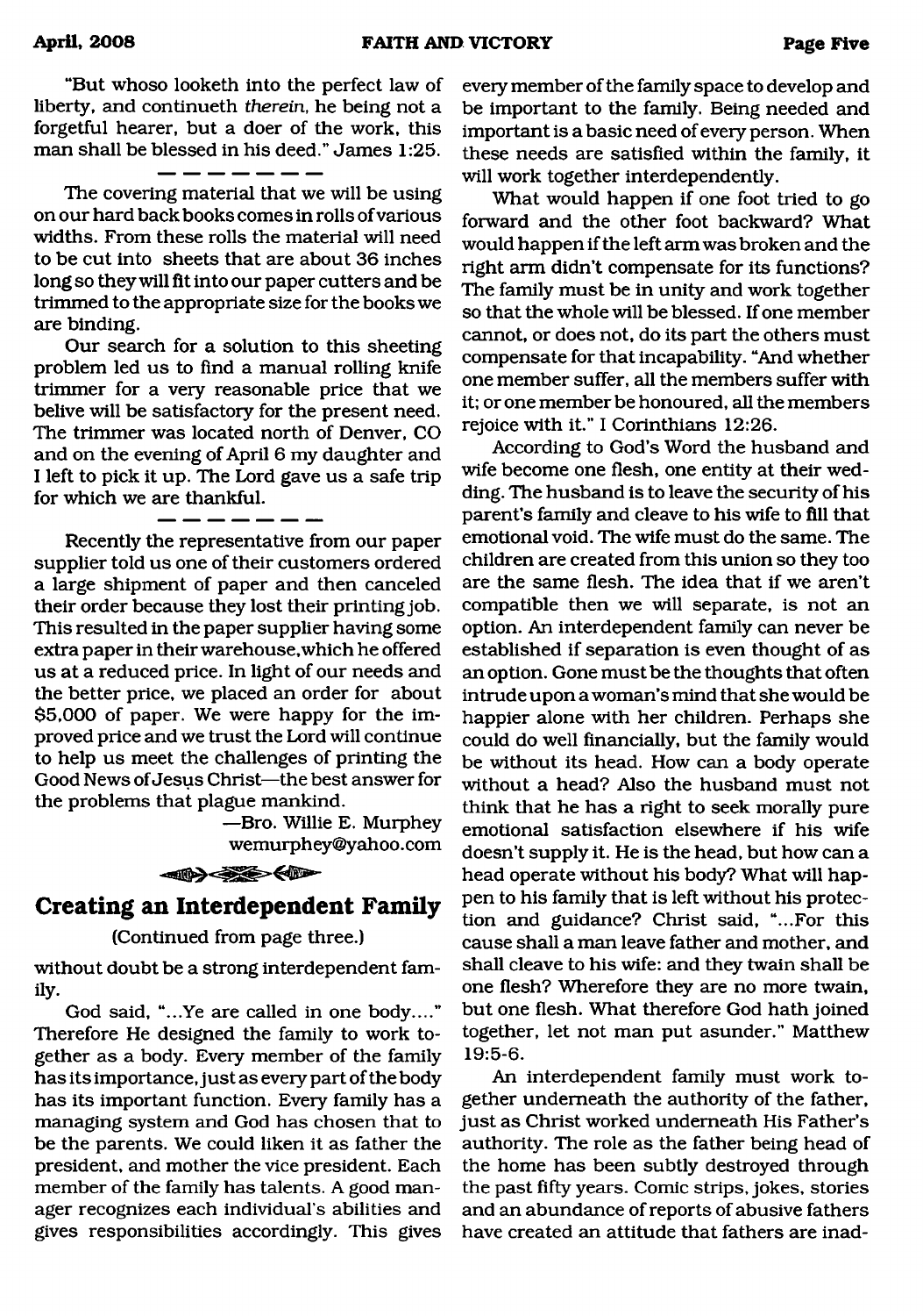"But whoso looketh into the perfect law of liberty, and continueth *therein*, he being not a forgetful hearer, but a doer of the work, this man shall be blessed in his deed." James 1:25.

— — — — — — —

The covering material that we will be using on our hard back books comes in rolls of various widths. From these rolls the material will need to be cut into sheets that are about 36 inches long so they will fit into our paper cutters and be trimmed to the appropriate size for the books we are binding.

Our search for a solution to this sheeting problem led us to find a manual rolling knife trimmer for a very reasonable price that we belive will be satisfactory for the present need. The trimmer was located north of Denver, CO and on the evening of April 6 my daughter and I left to pick it up. The Lord gave us a safe trip for which we are thankful.

— — — — — — —

Recently the representative from our paper supplier told us one of their customers ordered a large shipment of paper and then canceled their order because they lost their printing job. This resulted in the paper supplier having some extra paper in their warehouse, which he offered us at a reduced price. In light of our needs and the better price, we placed an order for about $5,000 of paper. We were happy for the improved price and we trust the Lord will continue to help us meet the challenges of printing the Good News of Jesus Christ—the best answer for the problems that plague mankind.

—Bro. Willie E. Murphey
wemurphey@yahoo.com

## Creating an Interdependent Family

(Continued from page three.)

without doubt be a strong interdependent family.

God said, "...Ye are called in one body...." Therefore He designed the family to work together as a body. Every member of the family has its importance, just as every part of the body has its important function. Every family has a managing system and God has chosen that to be the parents. We could liken it as father the president, and mother the vice president. Each member of the family has talents. A good manager recognizes each individual's abilities and gives responsibilities accordingly. This gives every member of the family space to develop and be important to the family. Being needed and important is a basic need of every person. When these needs are satisfied within the family, it will work together interdependently.

What would happen if one foot tried to go forward and the other foot backward? What would happen if the left arm was broken and the right arm didn't compensate for its functions? The family must be in unity and work together so that the whole will be blessed. If one member cannot, or does not, do its part the others must compensate for that incapability. "And whether one member suffer, all the members suffer with it; or one member be honoured, all the members rejoice with it." I Corinthians 12:26.

According to God's Word the husband and wife become one flesh, one entity at their wedding. The husband is to leave the security of his parent's family and cleave to his wife to fill that emotional void. The wife must do the same. The children are created from this union so they too are the same flesh. The idea that if we aren't compatible then we will separate, is not an option. An interdependent family can never be established if separation is even thought of as an option. Gone must be the thoughts that often intrude upon a woman's mind that she would be happier alone with her children. Perhaps she could do well financially, but the family would be without its head. How can a body operate without a head? Also the husband must not think that he has a right to seek morally pure emotional satisfaction elsewhere if his wife doesn't supply it. He is the head, but how can a head operate without his body? What will happen to his family that is left without his protection and guidance? Christ said, "...For this cause shall a man leave father and mother, and shall cleave to his wife: and they twain shall be one flesh? Wherefore they are no more twain, but one flesh. What therefore God hath joined together, let not man put asunder." Matthew 19:5-6.

An interdependent family must work together underneath the authority of the father, just as Christ worked underneath His Father's authority. The role as the father being head of the home has been subtly destroyed through the past fifty years. Comic strips, jokes, stories and an abundance of reports of abusive fathers have created an attitude that fathers are inad-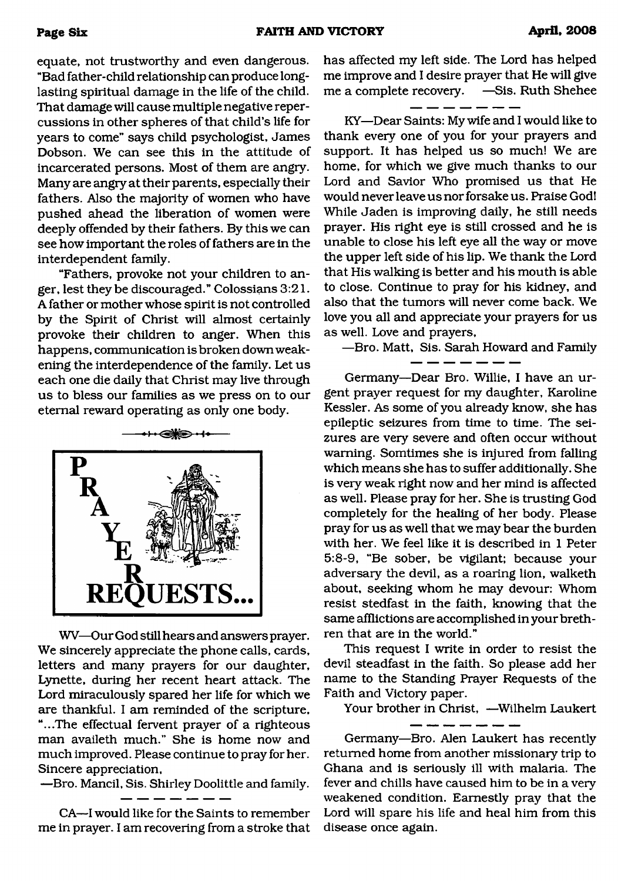equate, not trustworthy and even dangerous. "Bad father-child relationship can produce long-lasting spiritual damage in the life of the child. That damage will cause multiple negative repercussions in other spheres of that child's life for years to come" says child psychologist, James Dobson. We can see this in the attitude of incarcerated persons. Most of them are angry. Many are angry at their parents, especially their fathers. Also the majority of women who have pushed ahead the liberation of women were deeply offended by their fathers. By this we can see how important the roles of fathers are in the interdependent family.

"Fathers, provoke not your children to anger, lest they be discouraged." Colossians 3:21. A father or mother whose spirit is not controlled by the Spirit of Christ will almost certainly provoke their children to anger. When this happens, communication is broken down weakening the interdependence of the family. Let us each one die daily that Christ may live through us to bless our families as we press on to our eternal reward operating as only one body.

# PRAYER REQUESTS...

WV—Our God still hears and answers prayer. We sincerely appreciate the phone calls, cards, letters and many prayers for our daughter, Lynette, during her recent heart attack. The Lord miraculously spared her life for which we are thankful. I am reminded of the scripture, "...The effectual fervent prayer of a righteous man availeth much." She is home now and much improved. Please continue to pray for her. Sincere appreciation,

—Bro. Mancil, Sis. Shirley Doolittle and family.

---

CA—I would like for the Saints to remember me in prayer. I am recovering from a stroke that has affected my left side. The Lord has helped me improve and I desire prayer that He will give me a complete recovery. —Sis. Ruth Shehee

---

KY—Dear Saints: My wife and I would like to thank every one of you for your prayers and support. It has helped us so much! We are home, for which we give much thanks to our Lord and Savior Who promised us that He would never leave us nor forsake us. Praise God! While Jaden is improving daily, he still needs prayer. His right eye is still crossed and he is unable to close his left eye all the way or move the upper left side of his lip. We thank the Lord that His walking is better and his mouth is able to close. Continue to pray for his kidney, and also that the tumors will never come back. We love you all and appreciate your prayers for us as well. Love and prayers,

—Bro. Matt, Sis. Sarah Howard and Family

---

Germany—Dear Bro. Willie, I have an urgent prayer request for my daughter, Karoline Kessler. As some of you already know, she has epileptic seizures from time to time. The seizures are very severe and often occur without warning. Somtimes she is injured from falling which means she has to suffer additionally. She is very weak right now and her mind is affected as well. Please pray for her. She is trusting God completely for the healing of her body. Please pray for us as well that we may bear the burden with her. We feel like it is described in 1 Peter 5:8-9, "Be sober, be vigilant; because your adversary the devil, as a roaring lion, walketh about, seeking whom he may devour: Whom resist stedfast in the faith, knowing that the same afflictions are accomplished in your brethren that are in the world."

This request I write in order to resist the devil steadfast in the faith. So please add her name to the Standing Prayer Requests of the Faith and Victory paper.

Your brother in Christ, —Wilhelm Laukert

---

Germany—Bro. Alen Laukert has recently returned home from another missionary trip to Ghana and is seriously ill with malaria. The fever and chills have caused him to be in a very weakened condition. Earnestly pray that the Lord will spare his life and heal him from this disease once again.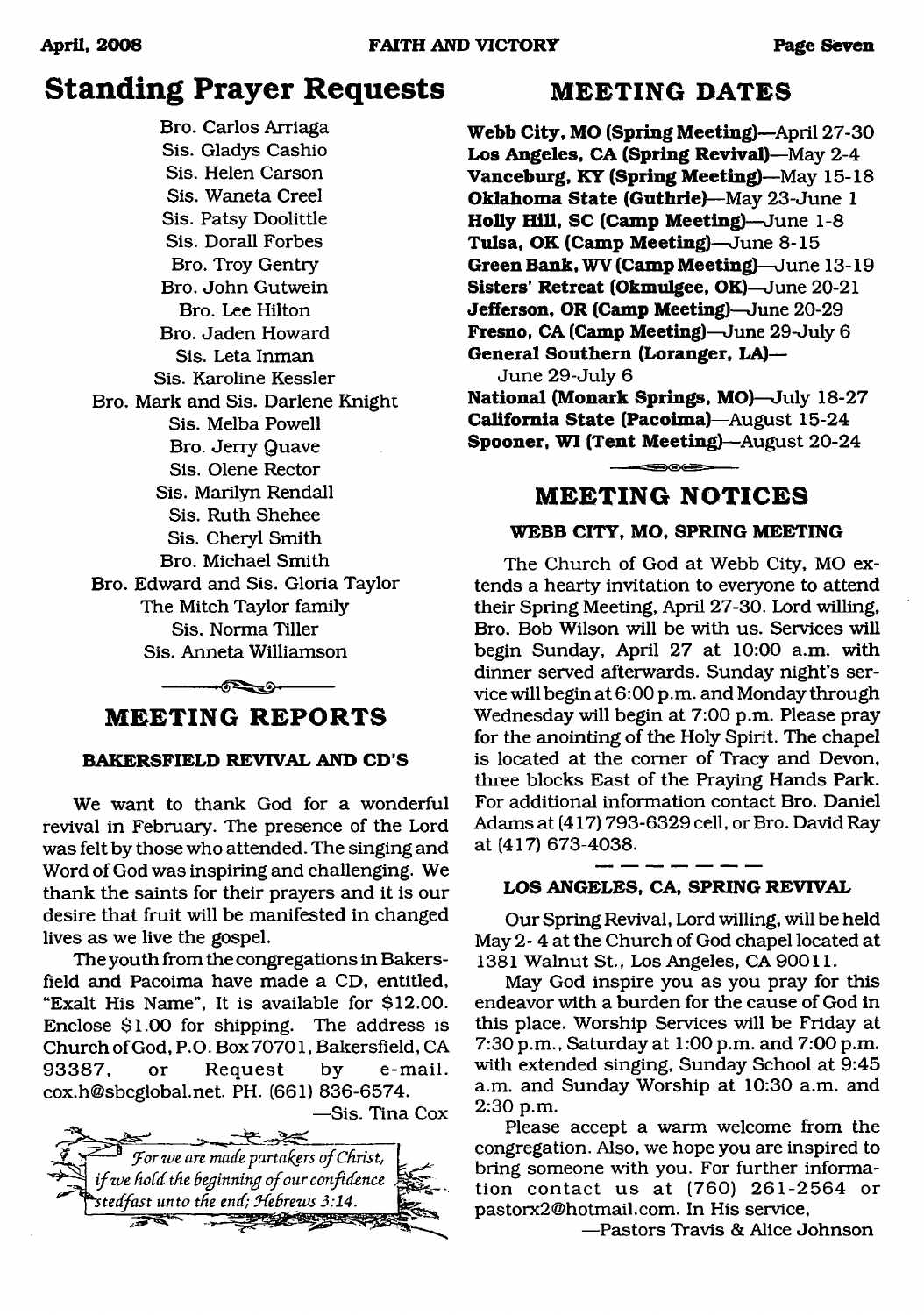## Standing Prayer Requests

Bro. Carlos Arriaga
Sis. Gladys Cashio
Sis. Helen Carson
Sis. Waneta Creel
Sis. Patsy Doolittle
Sis. Dorall Forbes
Bro. Troy Gentry
Bro. John Gutwein
Bro. Lee Hilton
Bro. Jaden Howard
Sis. Leta Inman
Sis. Karoline Kessler
Bro. Mark and Sis. Darlene Knight
Sis. Melba Powell
Bro. Jerry Quave
Sis. Olene Rector
Sis. Marilyn Rendall
Sis. Ruth Shehee
Sis. Cheryl Smith
Bro. Michael Smith
Bro. Edward and Sis. Gloria Taylor
The Mitch Taylor family
Sis. Norma Tiller
Sis. Anneta Williamson

## MEETING REPORTS

### BAKERSFIELD REVIVAL AND CD'S

We want to thank God for a wonderful revival in February. The presence of the Lord was felt by those who attended. The singing and Word of God was inspiring and challenging. We thank the saints for their prayers and it is our desire that fruit will be manifested in changed lives as we live the gospel.

The youth from the congregations in Bakersfield and Pacoima have made a CD, entitled, "Exalt His Name", It is available for $12.00. Enclose $1.00 for shipping. The address is Church of God, P.O. Box 70701, Bakersfield, CA 93387, or Request by e-mail. cox.h@sbcglobal.net. PH. (661) 836-6574.

—Sis. Tina Cox

*For we are made partakers of Christ, if we hold the beginning of our confidence stedfast unto the end; Hebrews 3:14.*

## MEETING DATES

**Webb City, MO (Spring Meeting)**—April 27-30
**Los Angeles, CA (Spring Revival)**—May 2-4
**Vanceburg, KY (Spring Meeting)**—May 15-18
**Oklahoma State (Guthrie)**—May 23-June 1
**Holly Hill, SC (Camp Meeting)**—June 1-8
**Tulsa, OK (Camp Meeting)**—June 8-15
**Green Bank, WV (Camp Meeting)**—June 13-19
**Sisters' Retreat (Okmulgee, OK)**—June 20-21
**Jefferson, OR (Camp Meeting)**—June 20-29
**Fresno, CA (Camp Meeting)**—June 29-July 6
**General Southern (Loranger, LA)**—June 29-July 6
**National (Monark Springs, MO)**—July 18-27
**California State (Pacoima)**—August 15-24
**Spooner, WI (Tent Meeting)**—August 20-24

## MEETING NOTICES

### WEBB CITY, MO, SPRING MEETING

The Church of God at Webb City, MO extends a hearty invitation to everyone to attend their Spring Meeting, April 27-30. Lord willing, Bro. Bob Wilson will be with us. Services will begin Sunday, April 27 at 10:00 a.m. with dinner served afterwards. Sunday night's service will begin at 6:00 p.m. and Monday through Wednesday will begin at 7:00 p.m. Please pray for the anointing of the Holy Spirit. The chapel is located at the corner of Tracy and Devon, three blocks East of the Praying Hands Park. For additional information contact Bro. Daniel Adams at (417) 793-6329 cell, or Bro. David Ray at (417) 673-4038.

### LOS ANGELES, CA, SPRING REVIVAL

Our Spring Revival, Lord willing, will be held May 2-4 at the Church of God chapel located at 1381 Walnut St., Los Angeles, CA 90011.

May God inspire you as you pray for this endeavor with a burden for the cause of God in this place. Worship Services will be Friday at 7:30 p.m., Saturday at 1:00 p.m. and 7:00 p.m. with extended singing, Sunday School at 9:45 a.m. and Sunday Worship at 10:30 a.m. and 2:30 p.m.

Please accept a warm welcome from the congregation. Also, we hope you are inspired to bring someone with you. For further information contact us at (760) 261-2564 or pastorx2@hotmail.com. In His service,

—Pastors Travis & Alice Johnson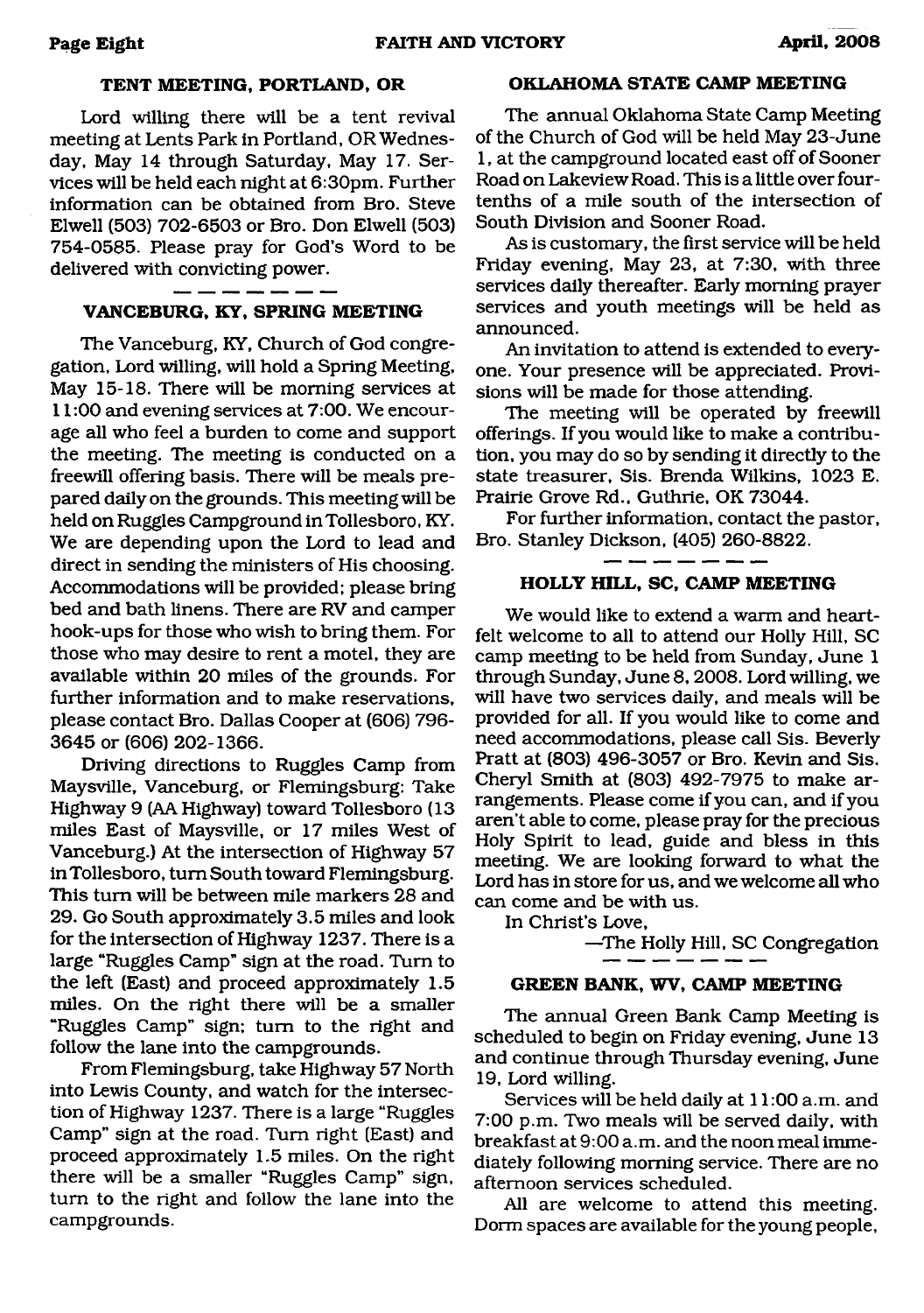### TENT MEETING, PORTLAND, OR

Lord willing there will be a tent revival meeting at Lents Park in Portland, OR Wednesday, May 14 through Saturday, May 17. Services will be held each night at 6:30pm. Further information can be obtained from Bro. Steve Elwell (503) 702-6503 or Bro. Don Elwell (503) 754-0585. Please pray for God's Word to be delivered with convicting power.

### VANCEBURG, KY, SPRING MEETING

The Vanceburg, KY, Church of God congregation, Lord willing, will hold a Spring Meeting, May 15-18. There will be morning services at 11:00 and evening services at 7:00. We encourage all who feel a burden to come and support the meeting. The meeting is conducted on a freewill offering basis. There will be meals prepared daily on the grounds. This meeting will be held on Ruggles Campground in Tollesboro, KY. We are depending upon the Lord to lead and direct in sending the ministers of His choosing. Accommodations will be provided; please bring bed and bath linens. There are RV and camper hook-ups for those who wish to bring them. For those who may desire to rent a motel, they are available within 20 miles of the grounds. For further information and to make reservations, please contact Bro. Dallas Cooper at (606) 796-3645 or (606) 202-1366.

Driving directions to Ruggles Camp from Maysville, Vanceburg, or Flemingsburg: Take Highway 9 (AA Highway) toward Tollesboro (13 miles East of Maysville, or 17 miles West of Vanceburg.) At the intersection of Highway 57 in Tollesboro, turn South toward Flemingsburg. This turn will be between mile markers 28 and 29. Go South approximately 3.5 miles and look for the intersection of Highway 1237. There is a large "Ruggles Camp" sign at the road. Turn to the left (East) and proceed approximately 1.5 miles. On the right there will be a smaller "Ruggles Camp" sign; turn to the right and follow the lane into the campgrounds.

From Flemingsburg, take Highway 57 North into Lewis County, and watch for the intersection of Highway 1237. There is a large "Ruggles Camp" sign at the road. Turn right (East) and proceed approximately 1.5 miles. On the right there will be a smaller "Ruggles Camp" sign, turn to the right and follow the lane into the campgrounds.

### OKLAHOMA STATE CAMP MEETING

The annual Oklahoma State Camp Meeting of the Church of God will be held May 23-June 1, at the campground located east off of Sooner Road on Lakeview Road. This is a little over four-tenths of a mile south of the intersection of South Division and Sooner Road.

As is customary, the first service will be held Friday evening, May 23, at 7:30, with three services daily thereafter. Early morning prayer services and youth meetings will be held as announced.

An invitation to attend is extended to everyone. Your presence will be appreciated. Provisions will be made for those attending.

The meeting will be operated by freewill offerings. If you would like to make a contribution, you may do so by sending it directly to the state treasurer, Sis. Brenda Wilkins, 1023 E. Prairie Grove Rd., Guthrie, OK 73044.

For further information, contact the pastor, Bro. Stanley Dickson, (405) 260-8822.

### HOLLY HILL, SC, CAMP MEETING

We would like to extend a warm and heartfelt welcome to all to attend our Holly Hill, SC camp meeting to be held from Sunday, June 1 through Sunday, June 8, 2008. Lord willing, we will have two services daily, and meals will be provided for all. If you would like to come and need accommodations, please call Sis. Beverly Pratt at (803) 496-3057 or Bro. Kevin and Sis. Cheryl Smith at (803) 492-7975 to make arrangements. Please come if you can, and if you aren't able to come, please pray for the precious Holy Spirit to lead, guide and bless in this meeting. We are looking forward to what the Lord has in store for us, and we welcome all who can come and be with us.

In Christ's Love,

—The Holly Hill, SC Congregation

### GREEN BANK, WV, CAMP MEETING

The annual Green Bank Camp Meeting is scheduled to begin on Friday evening, June 13 and continue through Thursday evening, June 19, Lord willing.

Services will be held daily at 11:00 a.m. and 7:00 p.m. Two meals will be served daily, with breakfast at 9:00 a.m. and the noon meal immediately following morning service. There are no afternoon services scheduled.

All are welcome to attend this meeting. Dorm spaces are available for the young people,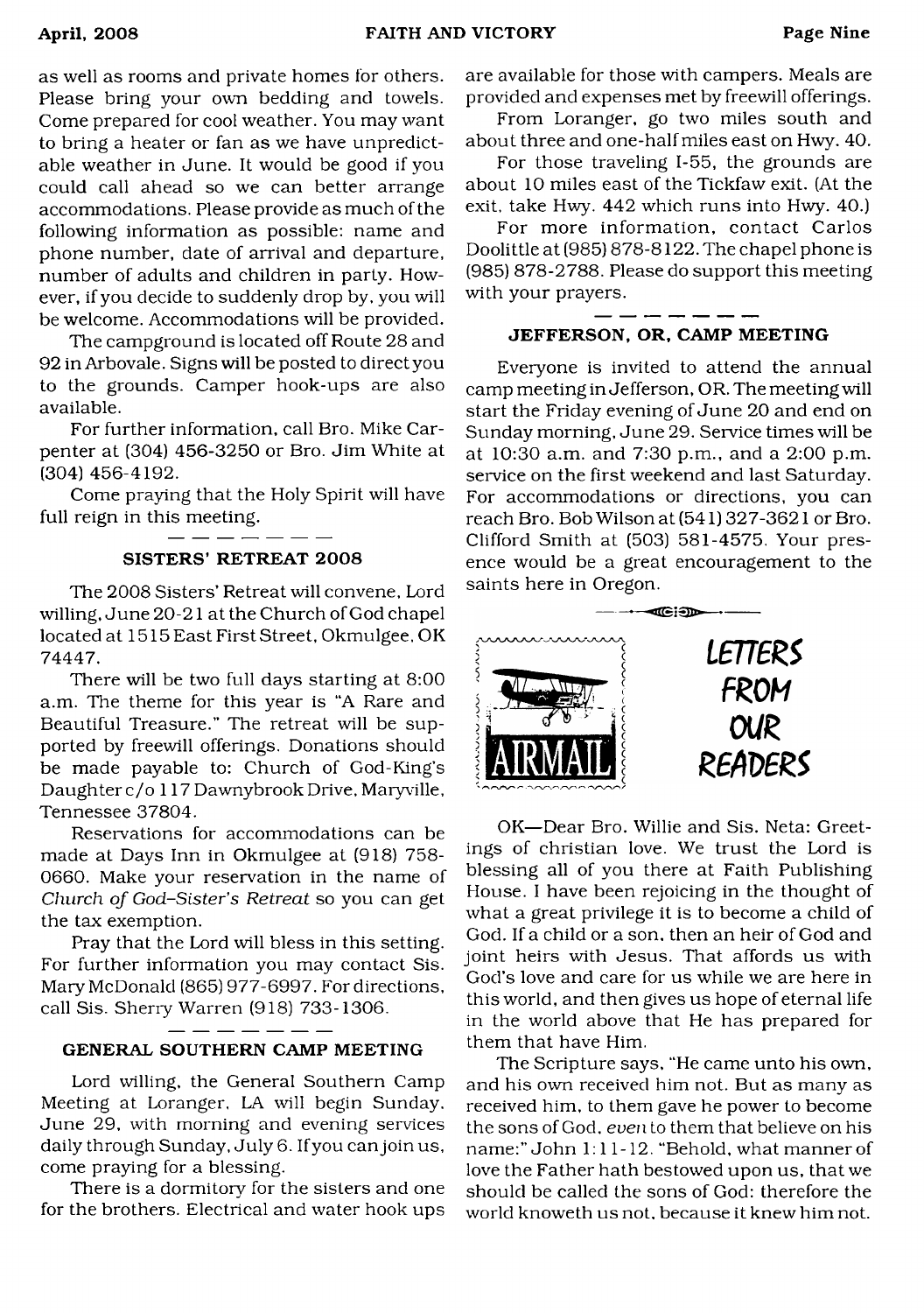as well as rooms and private homes for others. Please bring your own bedding and towels. Come prepared for cool weather. You may want to bring a heater or fan as we have unpredictable weather in June. It would be good if you could call ahead so we can better arrange accommodations. Please provide as much of the following information as possible: name and phone number, date of arrival and departure, number of adults and children in party. However, if you decide to suddenly drop by, you will be welcome. Accommodations will be provided.

The campground is located off Route 28 and 92 in Arbovale. Signs will be posted to direct you to the grounds. Camper hook-ups are also available.

For further information, call Bro. Mike Carpenter at (304) 456-3250 or Bro. Jim White at (304) 456-4192.

Come praying that the Holy Spirit will have full reign in this meeting.

---

### SISTERS' RETREAT 2008

The 2008 Sisters' Retreat will convene, Lord willing, June 20-21 at the Church of God chapel located at 1515 East First Street, Okmulgee, OK 74447.

There will be two full days starting at 8:00 a.m. The theme for this year is "A Rare and Beautiful Treasure." The retreat will be supported by freewill offerings. Donations should be made payable to: Church of God-King's Daughter c/o 117 Dawnybrook Drive, Maryville, Tennessee 37804.

Reservations for accommodations can be made at Days Inn in Okmulgee at (918) 758-0660. Make your reservation in the name of *Church of God–Sister's Retreat* so you can get the tax exemption.

Pray that the Lord will bless in this setting. For further information you may contact Sis. Mary McDonald (865) 977-6997. For directions, call Sis. Sherry Warren (918) 733-1306.

---

### GENERAL SOUTHERN CAMP MEETING

Lord willing, the General Southern Camp Meeting at Loranger, LA will begin Sunday, June 29, with morning and evening services daily through Sunday, July 6. If you can join us, come praying for a blessing.

There is a dormitory for the sisters and one for the brothers. Electrical and water hook ups are available for those with campers. Meals are provided and expenses met by freewill offerings.

From Loranger, go two miles south and about three and one-half miles east on Hwy. 40.

For those traveling I-55, the grounds are about 10 miles east of the Tickfaw exit. (At the exit, take Hwy. 442 which runs into Hwy. 40.)

For more information, contact Carlos Doolittle at (985) 878-8122. The chapel phone is (985) 878-2788. Please do support this meeting with your prayers.

---

### JEFFERSON, OR, CAMP MEETING

Everyone is invited to attend the annual camp meeting in Jefferson, OR. The meeting will start the Friday evening of June 20 and end on Sunday morning, June 29. Service times will be at 10:30 a.m. and 7:30 p.m., and a 2:00 p.m. service on the first weekend and last Saturday. For accommodations or directions, you can reach Bro. Bob Wilson at (541) 327-3621 or Bro. Clifford Smith at (503) 581-4575. Your presence would be a great encouragement to the saints here in Oregon.

---

## LETTERS FROM OUR READERS

OK—Dear Bro. Willie and Sis. Neta: Greetings of christian love. We trust the Lord is blessing all of you there at Faith Publishing House. I have been rejoicing in the thought of what a great privilege it is to become a child of God. If a child or a son, then an heir of God and joint heirs with Jesus. That affords us with God's love and care for us while we are here in this world, and then gives us hope of eternal life in the world above that He has prepared for them that have Him.

The Scripture says, "He came unto his own, and his own received him not. But as many as received him, to them gave he power to become the sons of God, *even* to them that believe on his name:" John 1:11-12. "Behold, what manner of love the Father hath bestowed upon us, that we should be called the sons of God: therefore the world knoweth us not, because it knew him not.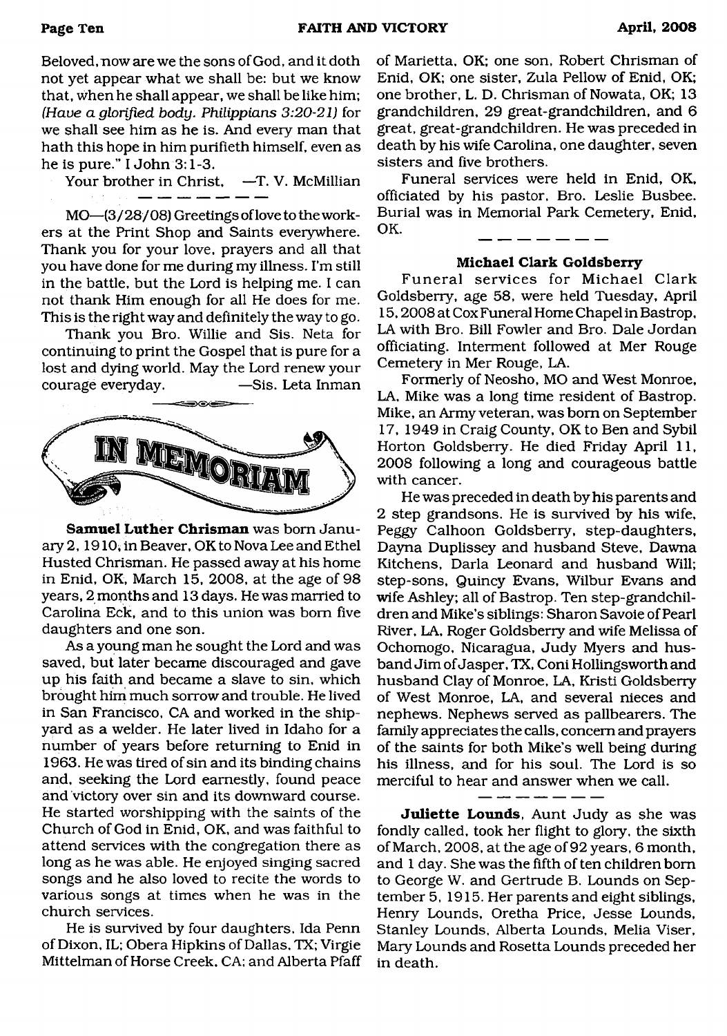Beloved, now are we the sons of God, and it doth not yet appear what we shall be: but we know that, when he shall appear, we shall be like him; *(Have a glorified body. Philippians 3:20-21)* for we shall see him as he is. And every man that hath this hope in him purifieth himself, even as he is pure." I John 3:1-3.

Your brother in Christ, —T. V. McMillian

---

MO—(3/28/08) Greetings of love to the workers at the Print Shop and Saints everywhere. Thank you for your love, prayers and all that you have done for me during my illness. I'm still in the battle, but the Lord is helping me. I can not thank Him enough for all He does for me. This is the right way and definitely the way to go.

Thank you Bro. Willie and Sis. Neta for continuing to print the Gospel that is pure for a lost and dying world. May the Lord renew your courage everyday. —Sis. Leta Inman

# IN MEMORIAM

**Samuel Luther Chrisman** was born January 2, 1910, in Beaver, OK to Nova Lee and Ethel Husted Chrisman. He passed away at his home in Enid, OK, March 15, 2008, at the age of 98 years, 2 months and 13 days. He was married to Carolina Eck, and to this union was born five daughters and one son.

As a young man he sought the Lord and was saved, but later became discouraged and gave up his faith and became a slave to sin, which brought him much sorrow and trouble. He lived in San Francisco, CA and worked in the shipyard as a welder. He later lived in Idaho for a number of years before returning to Enid in 1963. He was tired of sin and its binding chains and, seeking the Lord earnestly, found peace and victory over sin and its downward course. He started worshipping with the saints of the Church of God in Enid, OK, and was faithful to attend services with the congregation there as long as he was able. He enjoyed singing sacred songs and he also loved to recite the words to various songs at times when he was in the church services.

He is survived by four daughters, Ida Penn of Dixon, IL; Obera Hipkins of Dallas, TX; Virgie Mittelman of Horse Creek, CA; and Alberta Pfaff of Marietta, OK; one son, Robert Chrisman of Enid, OK; one sister, Zula Pellow of Enid, OK; one brother, L. D. Chrisman of Nowata, OK; 13 grandchildren, 29 great-grandchildren, and 6 great, great-grandchildren. He was preceded in death by his wife Carolina, one daughter, seven sisters and five brothers.

Funeral services were held in Enid, OK, officiated by his pastor, Bro. Leslie Busbee. Burial was in Memorial Park Cemetery, Enid, OK.

---

### Michael Clark Goldsberry

Funeral services for Michael Clark Goldsberry, age 58, were held Tuesday, April 15, 2008 at Cox Funeral Home Chapel in Bastrop, LA with Bro. Bill Fowler and Bro. Dale Jordan officiating. Interment followed at Mer Rouge Cemetery in Mer Rouge, LA.

Formerly of Neosho, MO and West Monroe, LA, Mike was a long time resident of Bastrop. Mike, an Army veteran, was born on September 17, 1949 in Craig County, OK to Ben and Sybil Horton Goldsberry. He died Friday April 11, 2008 following a long and courageous battle with cancer.

He was preceded in death by his parents and 2 step grandsons. He is survived by his wife, Peggy Calhoon Goldsberry, step-daughters, Dayna Duplissey and husband Steve, Dawna Kitchens, Darla Leonard and husband Will; step-sons, Quincy Evans, Wilbur Evans and wife Ashley; all of Bastrop. Ten step-grandchildren and Mike's siblings: Sharon Savoie of Pearl River, LA, Roger Goldsberry and wife Melissa of Ochomogo, Nicaragua, Judy Myers and husband Jim of Jasper, TX, Coni Hollingsworth and husband Clay of Monroe, LA, Kristi Goldsberry of West Monroe, LA, and several nieces and nephews. Nephews served as pallbearers. The family appreciates the calls, concern and prayers of the saints for both Mike's well being during his illness, and for his soul. The Lord is so merciful to hear and answer when we call.

---

**Juliette Lounds**, Aunt Judy as she was fondly called, took her flight to glory, the sixth of March, 2008, at the age of 92 years, 6 month, and 1 day. She was the fifth of ten children born to George W. and Gertrude B. Lounds on September 5, 1915. Her parents and eight siblings, Henry Lounds, Oretha Price, Jesse Lounds, Stanley Lounds, Alberta Lounds, Melia Viser, Mary Lounds and Rosetta Lounds preceded her in death.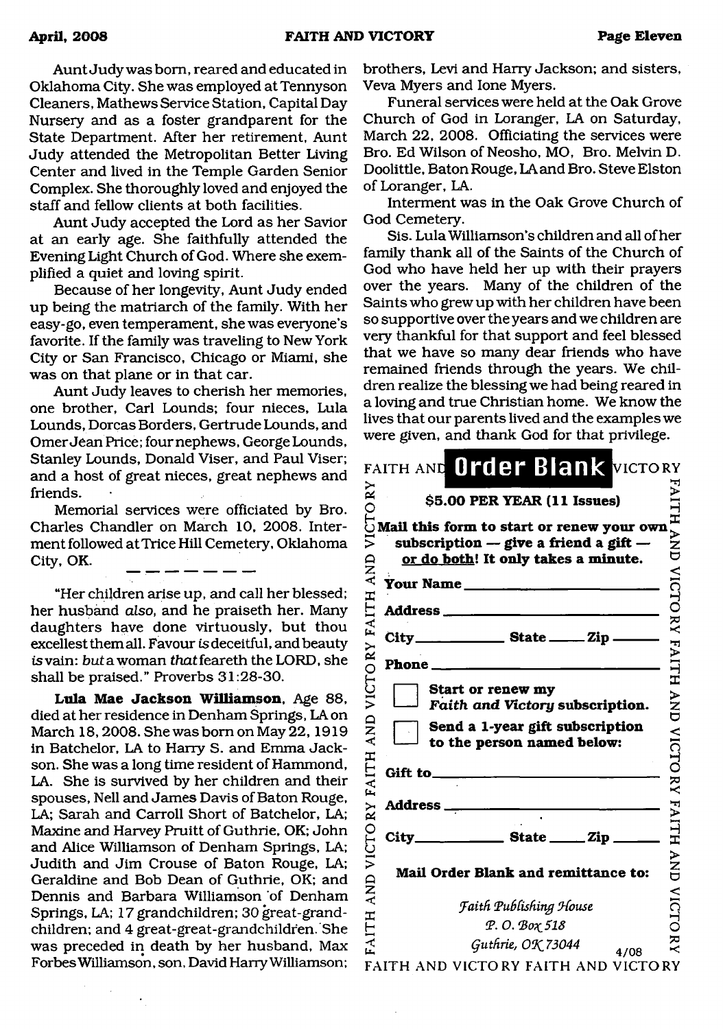Aunt Judy was born, reared and educated in Oklahoma City. She was employed at Tennyson Cleaners, Mathews Service Station, Capital Day Nursery and as a foster grandparent for the State Department. After her retirement, Aunt Judy attended the Metropolitan Better Living Center and lived in the Temple Garden Senior Complex. She thoroughly loved and enjoyed the staff and fellow clients at both facilities.

Aunt Judy accepted the Lord as her Savior at an early age. She faithfully attended the Evening Light Church of God. Where she exemplified a quiet and loving spirit.

Because of her longevity, Aunt Judy ended up being the matriarch of the family. With her easy-go, even temperament, she was everyone's favorite. If the family was traveling to New York City or San Francisco, Chicago or Miami, she was on that plane or in that car.

Aunt Judy leaves to cherish her memories, one brother, Carl Lounds; four nieces, Lula Lounds, Dorcas Borders, Gertrude Lounds, and Omer Jean Price; four nephews, George Lounds, Stanley Lounds, Donald Viser, and Paul Viser; and a host of great nieces, great nephews and friends.

Memorial services were officiated by Bro. Charles Chandler on March 10, 2008. Interment followed at Trice Hill Cemetery, Oklahoma City, OK.

---

"Her children arise up, and call her blessed; her husband *also,* and he praiseth her. Many daughters have done virtuously, but thou excellest them all. Favour *is* deceitful, and beauty *is* vain: *but* a woman *that* feareth the LORD, she shall be praised." Proverbs 31:28-30.

**Lula Mae Jackson Williamson**, Age 88, died at her residence in Denham Springs, LA on March 18, 2008. She was born on May 22, 1919 in Batchelor, LA to Harry S. and Emma Jackson. She was a long time resident of Hammond, LA. She is survived by her children and their spouses, Nell and James Davis of Baton Rouge, LA; Sarah and Carroll Short of Batchelor, LA; Maxine and Harvey Pruitt of Guthrie, OK; John and Alice Williamson of Denham Springs, LA; Judith and Jim Crouse of Baton Rouge, LA; Geraldine and Bob Dean of Guthrie, OK; and Dennis and Barbara Williamson of Denham Springs, LA; 17 grandchildren; 30 great-grandchildren; and 4 great-great-grandchildren. She was preceded in death by her husband, Max Forbes Williamson, son, David Harry Williamson; brothers, Levi and Harry Jackson; and sisters, Veva Myers and Ione Myers.

Funeral services were held at the Oak Grove Church of God in Loranger, LA on Saturday, March 22, 2008. Officiating the services were Bro. Ed Wilson of Neosho, MO, Bro. Melvin D. Doolittle, Baton Rouge, LA and Bro. Steve Elston of Loranger, LA.

Interment was in the Oak Grove Church of God Cemetery.

Sis. Lula Williamson's children and all of her family thank all of the Saints of the Church of God who have held her up with their prayers over the years. Many of the children of the Saints who grew up with her children have been so supportive over the years and we children are very thankful for that support and feel blessed that we have so many dear friends who have remained friends through the years. We children realize the blessing we had being reared in a loving and true Christian home. We know the lives that our parents lived and the examples we were given, and thank God for that privilege.

## FAITH AND VICTORY Order Blank

**$5.00 PER YEAR (11 Issues)**

**Mail this form to start or renew your own subscription — give a friend a gift — or do both! It only takes a minute.**

**Your Name** ____________________

**Address** ____________________

**City** __________ **State** _____ **Zip** _____

**Phone** ____________________

☐ **Start or renew my *Faith and Victory* subscription.**

☐ **Send a 1-year gift subscription to the person named below:**

**Gift to** ____________________

**Address** ____________________

**City** __________ **State** _____ **Zip** _____

**Mail Order Blank and remittance to:**

*Faith Publishing House*
*P. O. Box 518*
*Guthrie, OK 73044*

4/08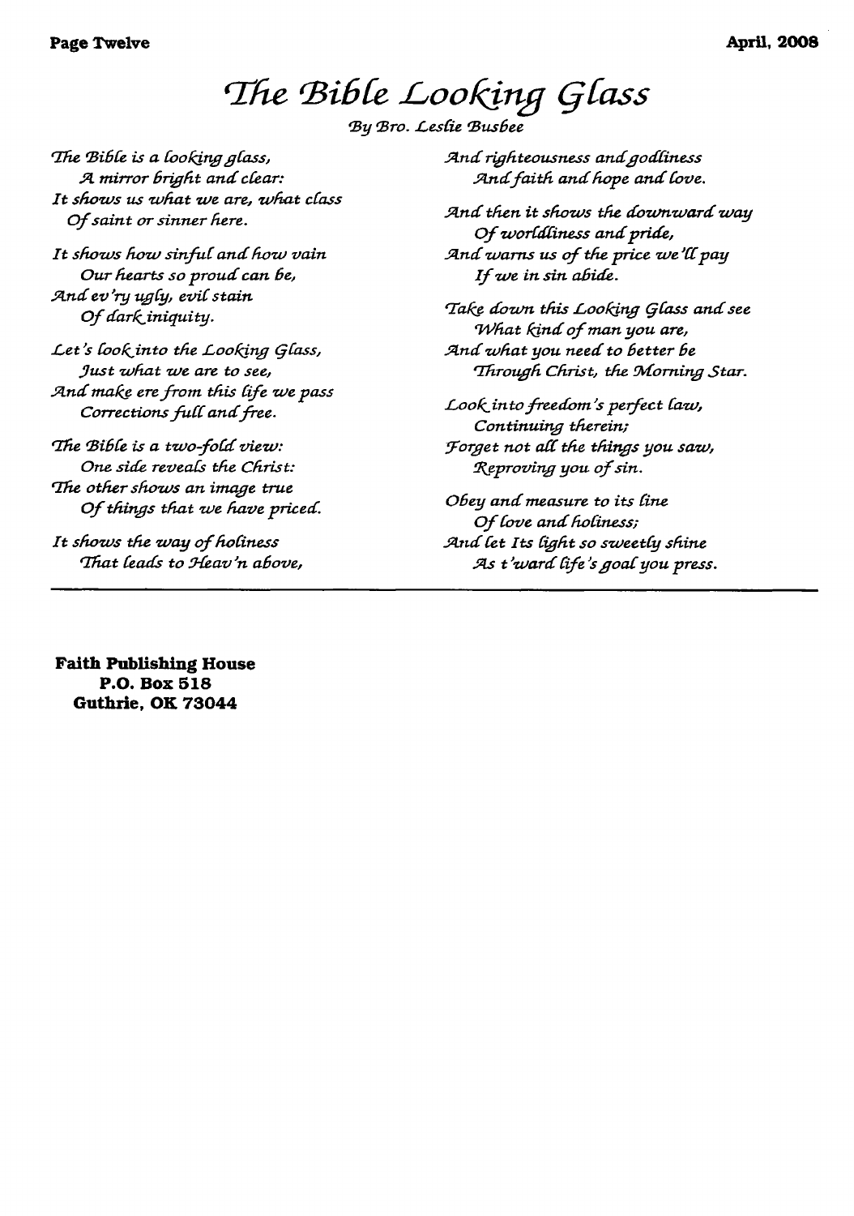# The Bible Looking Glass

*By Bro. Leslie Busbee*

The Bible is a looking glass,
A mirror bright and clear:
It shows us what we are, what class
Of saint or sinner here.

It shows how sinful and how vain
Our hearts so proud can be,
And ev'ry ugly, evil stain
Of dark iniquity.

Let's look into the Looking Glass,
Just what we are to see,
And make ere from this life we pass
Corrections full and free.

The Bible is a two-fold view:
One side reveals the Christ:
The other shows an image true
Of things that we have priced.

It shows the way of holiness
That leads to Heav'n above,
And righteousness and godliness
And faith and hope and love.

And then it shows the downward way
Of worldliness and pride,
And warns us of the price we'll pay
If we in sin abide.

Take down this Looking Glass and see
What kind of man you are,
And what you need to better be
Through Christ, the Morning Star.

Look into freedom's perfect law,
Continuing therein;
Forget not all the things you saw,
Reproving you of sin.

Obey and measure to its line
Of love and holiness;
And let Its light so sweetly shine
As t'ward life's goal you press.

---

**Faith Publishing House**
**P.O. Box 518**
**Guthrie, OK 73044**